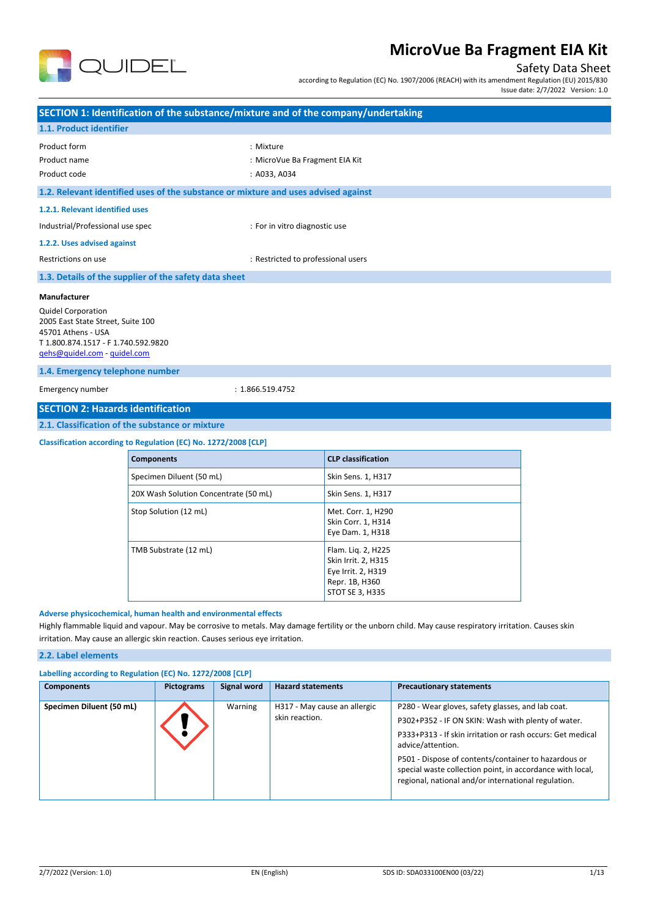# MicroVue Ba Fragment EIA Kit

Safety Data Sheet

according to Regulation (EC) No. 1907/2006 (REACH) with its amendment Regulation (EU) 2015/830

Issue date: 2/7/2022 Version: 1.0

## SECTION 1: Identification of the substance/mixture and of the company/undertaking

### 1.1. Product identifier

| | |
|---|---|
| Product form | : Mixture |
| Product name | : MicroVue Ba Fragment EIA Kit |
| Product code | : A033, A034 |

### 1.2. Relevant identified uses of the substance or mixture and uses advised against

#### 1.2.1. Relevant identified uses

| | |
|---|---|
| Industrial/Professional use spec | : For in vitro diagnostic use |

#### 1.2.2. Uses advised against

| | |
|---|---|
| Restrictions on use | : Restricted to professional users |

### 1.3. Details of the supplier of the safety data sheet

**Manufacturer**

Quidel Corporation
2005 East State Street, Suite 100
45701 Athens - USA
T 1.800.874.1517 - F 1.740.592.9820
qehs@quidel.com - quidel.com

### 1.4. Emergency telephone number

| | |
|---|---|
| Emergency number | : 1.866.519.4752 |

## SECTION 2: Hazards identification

### 2.1. Classification of the substance or mixture

#### Classification according to Regulation (EC) No. 1272/2008 [CLP]

| Components | CLP classification |
|---|---|
| Specimen Diluent (50 mL) | Skin Sens. 1, H317 |
| 20X Wash Solution Concentrate (50 mL) | Skin Sens. 1, H317 |
| Stop Solution (12 mL) | Met. Corr. 1, H290<br>Skin Corr. 1, H314<br>Eye Dam. 1, H318 |
| TMB Substrate (12 mL) | Flam. Liq. 2, H225<br>Skin Irrit. 2, H315<br>Eye Irrit. 2, H319<br>Repr. 1B, H360<br>STOT SE 3, H335 |

#### Adverse physicochemical, human health and environmental effects

Highly flammable liquid and vapour. May be corrosive to metals. May damage fertility or the unborn child. May cause respiratory irritation. Causes skin irritation. May cause an allergic skin reaction. Causes serious eye irritation.

### 2.2. Label elements

#### Labelling according to Regulation (EC) No. 1272/2008 [CLP]

| Components | Pictograms | Signal word | Hazard statements | Precautionary statements |
|---|---|---|---|---|
| Specimen Diluent (50 mL) | | Warning | H317 - May cause an allergic skin reaction. | P280 - Wear gloves, safety glasses, and lab coat.<br>P302+P352 - IF ON SKIN: Wash with plenty of water.<br>P333+P313 - If skin irritation or rash occurs: Get medical advice/attention.<br>P501 - Dispose of contents/container to hazardous or special waste collection point, in accordance with local, regional, national and/or international regulation. |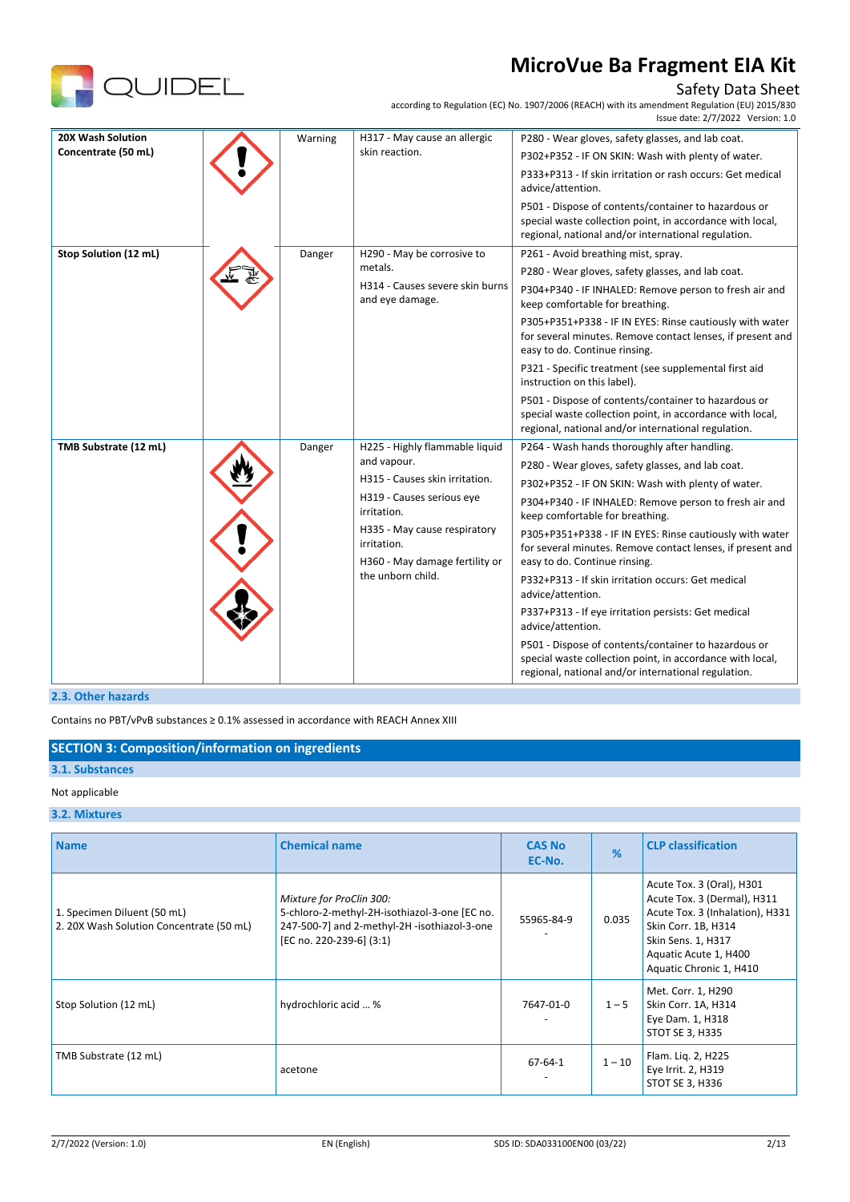| | | | | |
|---|---|---|---|---|
| **20X Wash Solution Concentrate (50 mL)** | | Warning | H317 - May cause an allergic skin reaction. | P280 - Wear gloves, safety glasses, and lab coat.<br>P302+P352 - IF ON SKIN: Wash with plenty of water.<br>P333+P313 - If skin irritation or rash occurs: Get medical advice/attention.<br>P501 - Dispose of contents/container to hazardous or special waste collection point, in accordance with local, regional, national and/or international regulation. |
| **Stop Solution (12 mL)** | | Danger | H290 - May be corrosive to metals.<br>H314 - Causes severe skin burns and eye damage. | P261 - Avoid breathing mist, spray.<br>P280 - Wear gloves, safety glasses, and lab coat.<br>P304+P340 - IF INHALED: Remove person to fresh air and keep comfortable for breathing.<br>P305+P351+P338 - IF IN EYES: Rinse cautiously with water for several minutes. Remove contact lenses, if present and easy to do. Continue rinsing.<br>P321 - Specific treatment (see supplemental first aid instruction on this label).<br>P501 - Dispose of contents/container to hazardous or special waste collection point, in accordance with local, regional, national and/or international regulation. |
| **TMB Substrate (12 mL)** | | Danger | H225 - Highly flammable liquid and vapour.<br>H315 - Causes skin irritation.<br>H319 - Causes serious eye irritation.<br>H335 - May cause respiratory irritation.<br>H360 - May damage fertility or the unborn child. | P264 - Wash hands thoroughly after handling.<br>P280 - Wear gloves, safety glasses, and lab coat.<br>P302+P352 - IF ON SKIN: Wash with plenty of water.<br>P304+P340 - IF INHALED: Remove person to fresh air and keep comfortable for breathing.<br>P305+P351+P338 - IF IN EYES: Rinse cautiously with water for several minutes. Remove contact lenses, if present and easy to do. Continue rinsing.<br>P332+P313 - If skin irritation occurs: Get medical advice/attention.<br>P337+P313 - If eye irritation persists: Get medical advice/attention.<br>P501 - Dispose of contents/container to hazardous or special waste collection point, in accordance with local, regional, national and/or international regulation. |

### 2.3. Other hazards

Contains no PBT/vPvB substances ≥ 0.1% assessed in accordance with REACH Annex XIII

## SECTION 3: Composition/information on ingredients

### 3.1. Substances

Not applicable

### 3.2. Mixtures

| Name | Chemical name | CAS No<br>EC-No. | % | CLP classification |
|---|---|---|---|---|
| 1. Specimen Diluent (50 mL)<br>2. 20X Wash Solution Concentrate (50 mL) | *Mixture for ProClin 300:*<br>5-chloro-2-methyl-2H-isothiazol-3-one [EC no. 247-500-7] and 2-methyl-2H -isothiazol-3-one [EC no. 220-239-6] (3:1) | 55965-84-9<br>- | 0.035 | Acute Tox. 3 (Oral), H301<br>Acute Tox. 3 (Dermal), H311<br>Acute Tox. 3 (Inhalation), H331<br>Skin Corr. 1B, H314<br>Skin Sens. 1, H317<br>Aquatic Acute 1, H400<br>Aquatic Chronic 1, H410 |
| Stop Solution (12 mL) | hydrochloric acid ... % | 7647-01-0<br>- | 1 – 5 | Met. Corr. 1, H290<br>Skin Corr. 1A, H314<br>Eye Dam. 1, H318<br>STOT SE 3, H335 |
| TMB Substrate (12 mL) | acetone | 67-64-1<br>- | 1 – 10 | Flam. Liq. 2, H225<br>Eye Irrit. 2, H319<br>STOT SE 3, H336 |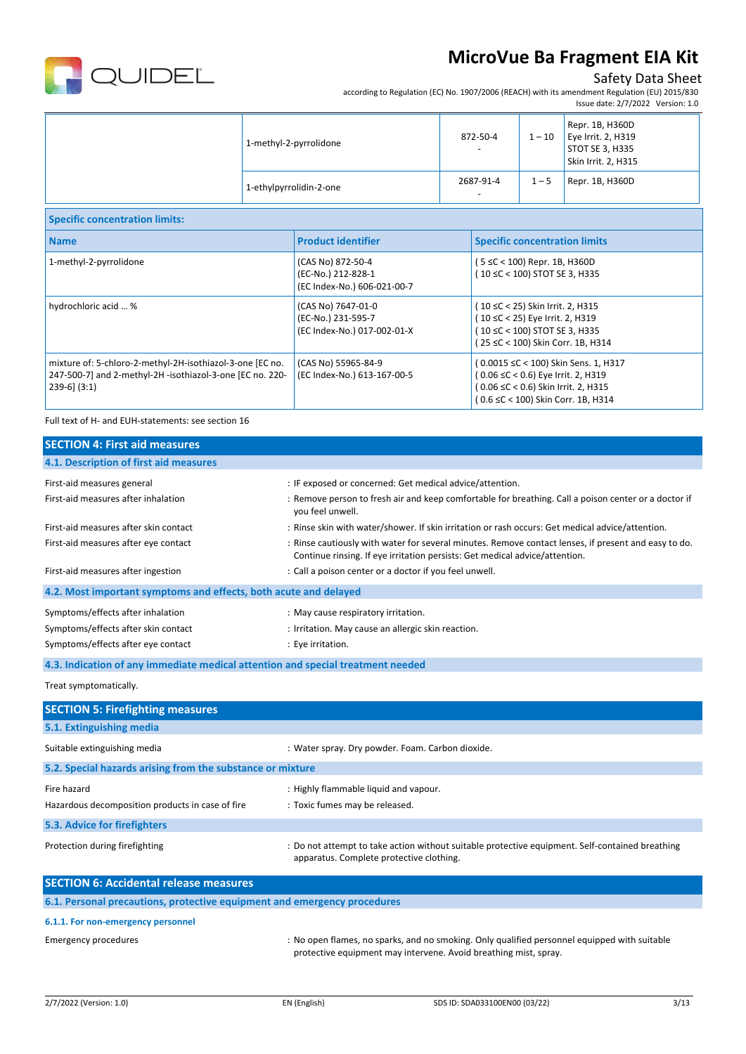| | Name | Product identifier | % | Classification |
|---|---|---|---|---|
| | 1-methyl-2-pyrrolidone | 872-50-4<br>- | 1 – 10 | Repr. 1B, H360D<br>Eye Irrit. 2, H319<br>STOT SE 3, H335<br>Skin Irrit. 2, H315 |
| | 1-ethylpyrrolidin-2-one | 2687-91-4<br>- | 1 – 5 | Repr. 1B, H360D |

| Specific concentration limits: | | |
|---|---|---|
| **Name** | **Product identifier** | **Specific concentration limits** |
| 1-methyl-2-pyrrolidone | (CAS No) 872-50-4<br>(EC-No.) 212-828-1<br>(EC Index-No.) 606-021-00-7 | ( 5 ≤C < 100) Repr. 1B, H360D<br>( 10 ≤C < 100) STOT SE 3, H335 |
| hydrochloric acid ... % | (CAS No) 7647-01-0<br>(EC-No.) 231-595-7<br>(EC Index-No.) 017-002-01-X | ( 10 ≤C < 25) Skin Irrit. 2, H315<br>( 10 ≤C < 25) Eye Irrit. 2, H319<br>( 10 ≤C < 100) STOT SE 3, H335<br>( 25 ≤C < 100) Skin Corr. 1B, H314 |
| mixture of: 5-chloro-2-methyl-2H-isothiazol-3-one [EC no. 247-500-7] and 2-methyl-2H -isothiazol-3-one [EC no. 220-239-6] (3:1) | (CAS No) 55965-84-9<br>(EC Index-No.) 613-167-00-5 | ( 0.0015 ≤C < 100) Skin Sens. 1, H317<br>( 0.06 ≤C < 0.6) Eye Irrit. 2, H319<br>( 0.06 ≤C < 0.6) Skin Irrit. 2, H315<br>( 0.6 ≤C < 100) Skin Corr. 1B, H314 |

Full text of H- and EUH-statements: see section 16

## SECTION 4: First aid measures

### 4.1. Description of first aid measures

First-aid measures general : IF exposed or concerned: Get medical advice/attention.

First-aid measures after inhalation : Remove person to fresh air and keep comfortable for breathing. Call a poison center or a doctor if you feel unwell.

First-aid measures after skin contact : Rinse skin with water/shower. If skin irritation or rash occurs: Get medical advice/attention.

First-aid measures after eye contact : Rinse cautiously with water for several minutes. Remove contact lenses, if present and easy to do. Continue rinsing. If eye irritation persists: Get medical advice/attention.

First-aid measures after ingestion : Call a poison center or a doctor if you feel unwell.

### 4.2. Most important symptoms and effects, both acute and delayed

Symptoms/effects after inhalation : May cause respiratory irritation.

Symptoms/effects after skin contact : Irritation. May cause an allergic skin reaction.

Symptoms/effects after eye contact : Eye irritation.

### 4.3. Indication of any immediate medical attention and special treatment needed

Treat symptomatically.

## SECTION 5: Firefighting measures

### 5.1. Extinguishing media

Suitable extinguishing media : Water spray. Dry powder. Foam. Carbon dioxide.

### 5.2. Special hazards arising from the substance or mixture

Fire hazard : Highly flammable liquid and vapour.

Hazardous decomposition products in case of fire : Toxic fumes may be released.

### 5.3. Advice for firefighters

Protection during firefighting : Do not attempt to take action without suitable protective equipment. Self-contained breathing apparatus. Complete protective clothing.

## SECTION 6: Accidental release measures

### 6.1. Personal precautions, protective equipment and emergency procedures

#### 6.1.1. For non-emergency personnel

Emergency procedures : No open flames, no sparks, and no smoking. Only qualified personnel equipped with suitable protective equipment may intervene. Avoid breathing mist, spray.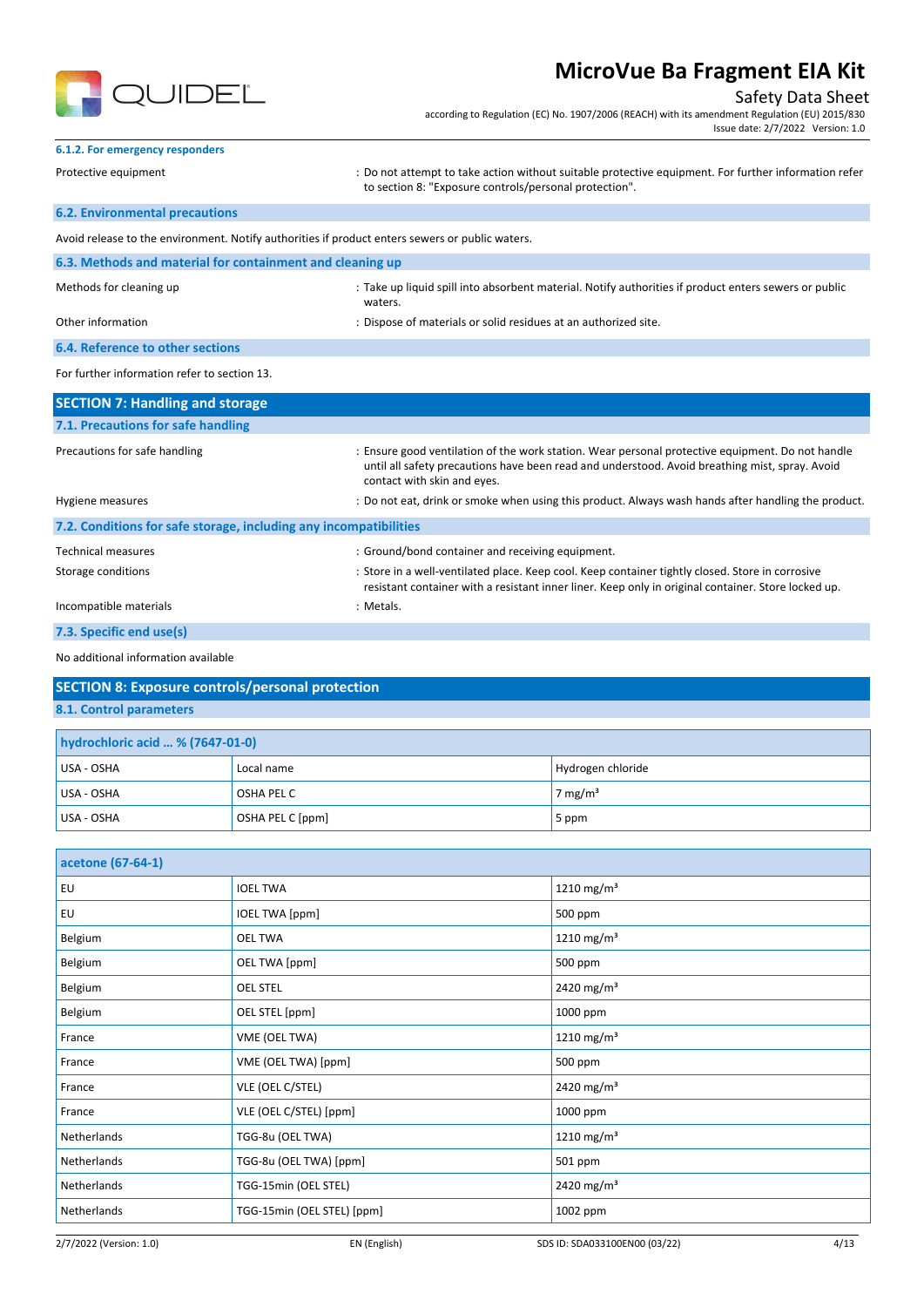#### 6.1.2. For emergency responders

Protective equipment : Do not attempt to take action without suitable protective equipment. For further information refer to section 8: "Exposure controls/personal protection".

### 6.2. Environmental precautions

Avoid release to the environment. Notify authorities if product enters sewers or public waters.

### 6.3. Methods and material for containment and cleaning up

Methods for cleaning up : Take up liquid spill into absorbent material. Notify authorities if product enters sewers or public waters.

Other information : Dispose of materials or solid residues at an authorized site.

### 6.4. Reference to other sections

For further information refer to section 13.

## SECTION 7: Handling and storage

### 7.1. Precautions for safe handling

Precautions for safe handling : Ensure good ventilation of the work station. Wear personal protective equipment. Do not handle until all safety precautions have been read and understood. Avoid breathing mist, spray. Avoid contact with skin and eyes.

Hygiene measures : Do not eat, drink or smoke when using this product. Always wash hands after handling the product.

### 7.2. Conditions for safe storage, including any incompatibilities

Technical measures : Ground/bond container and receiving equipment.

Storage conditions : Store in a well-ventilated place. Keep cool. Keep container tightly closed. Store in corrosive resistant container with a resistant inner liner. Keep only in original container. Store locked up.

Incompatible materials : Metals.

### 7.3. Specific end use(s)

No additional information available

## SECTION 8: Exposure controls/personal protection

### 8.1. Control parameters

| hydrochloric acid ... % (7647-01-0) | | |
|---|---|---|
| USA - OSHA | Local name | Hydrogen chloride |
| USA - OSHA | OSHA PEL C | 7 mg/m³ |
| USA - OSHA | OSHA PEL C [ppm] | 5 ppm |

| acetone (67-64-1) | | |
|---|---|---|
| EU | IOEL TWA | 1210 mg/m³ |
| EU | IOEL TWA [ppm] | 500 ppm |
| Belgium | OEL TWA | 1210 mg/m³ |
| Belgium | OEL TWA [ppm] | 500 ppm |
| Belgium | OEL STEL | 2420 mg/m³ |
| Belgium | OEL STEL [ppm] | 1000 ppm |
| France | VME (OEL TWA) | 1210 mg/m³ |
| France | VME (OEL TWA) [ppm] | 500 ppm |
| France | VLE (OEL C/STEL) | 2420 mg/m³ |
| France | VLE (OEL C/STEL) [ppm] | 1000 ppm |
| Netherlands | TGG-8u (OEL TWA) | 1210 mg/m³ |
| Netherlands | TGG-8u (OEL TWA) [ppm] | 501 ppm |
| Netherlands | TGG-15min (OEL STEL) | 2420 mg/m³ |
| Netherlands | TGG-15min (OEL STEL) [ppm] | 1002 ppm |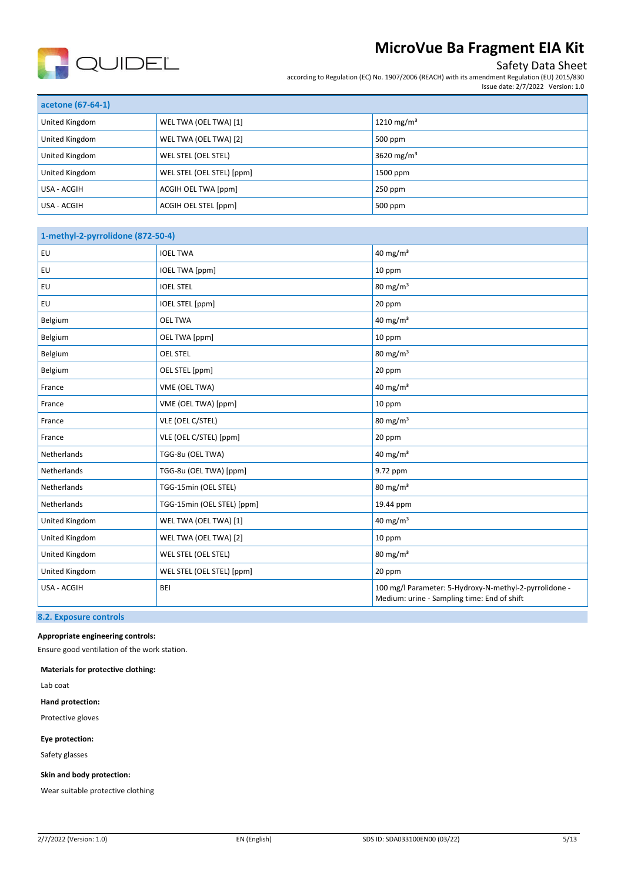| acetone (67-64-1) | | |
|---|---|---|
| United Kingdom | WEL TWA (OEL TWA) [1] | 1210 mg/m³ |
| United Kingdom | WEL TWA (OEL TWA) [2] | 500 ppm |
| United Kingdom | WEL STEL (OEL STEL) | 3620 mg/m³ |
| United Kingdom | WEL STEL (OEL STEL) [ppm] | 1500 ppm |
| USA - ACGIH | ACGIH OEL TWA [ppm] | 250 ppm |
| USA - ACGIH | ACGIH OEL STEL [ppm] | 500 ppm |

| 1-methyl-2-pyrrolidone (872-50-4) | | |
|---|---|---|
| EU | IOEL TWA | 40 mg/m³ |
| EU | IOEL TWA [ppm] | 10 ppm |
| EU | IOEL STEL | 80 mg/m³ |
| EU | IOEL STEL [ppm] | 20 ppm |
| Belgium | OEL TWA | 40 mg/m³ |
| Belgium | OEL TWA [ppm] | 10 ppm |
| Belgium | OEL STEL | 80 mg/m³ |
| Belgium | OEL STEL [ppm] | 20 ppm |
| France | VME (OEL TWA) | 40 mg/m³ |
| France | VME (OEL TWA) [ppm] | 10 ppm |
| France | VLE (OEL C/STEL) | 80 mg/m³ |
| France | VLE (OEL C/STEL) [ppm] | 20 ppm |
| Netherlands | TGG-8u (OEL TWA) | 40 mg/m³ |
| Netherlands | TGG-8u (OEL TWA) [ppm] | 9.72 ppm |
| Netherlands | TGG-15min (OEL STEL) | 80 mg/m³ |
| Netherlands | TGG-15min (OEL STEL) [ppm] | 19.44 ppm |
| United Kingdom | WEL TWA (OEL TWA) [1] | 40 mg/m³ |
| United Kingdom | WEL TWA (OEL TWA) [2] | 10 ppm |
| United Kingdom | WEL STEL (OEL STEL) | 80 mg/m³ |
| United Kingdom | WEL STEL (OEL STEL) [ppm] | 20 ppm |
| USA - ACGIH | BEI | 100 mg/l Parameter: 5-Hydroxy-N-methyl-2-pyrrolidone - Medium: urine - Sampling time: End of shift |

## 8.2. Exposure controls

**Appropriate engineering controls:**

Ensure good ventilation of the work station.

**Materials for protective clothing:**

Lab coat

**Hand protection:**

Protective gloves

**Eye protection:**

Safety glasses

**Skin and body protection:**

Wear suitable protective clothing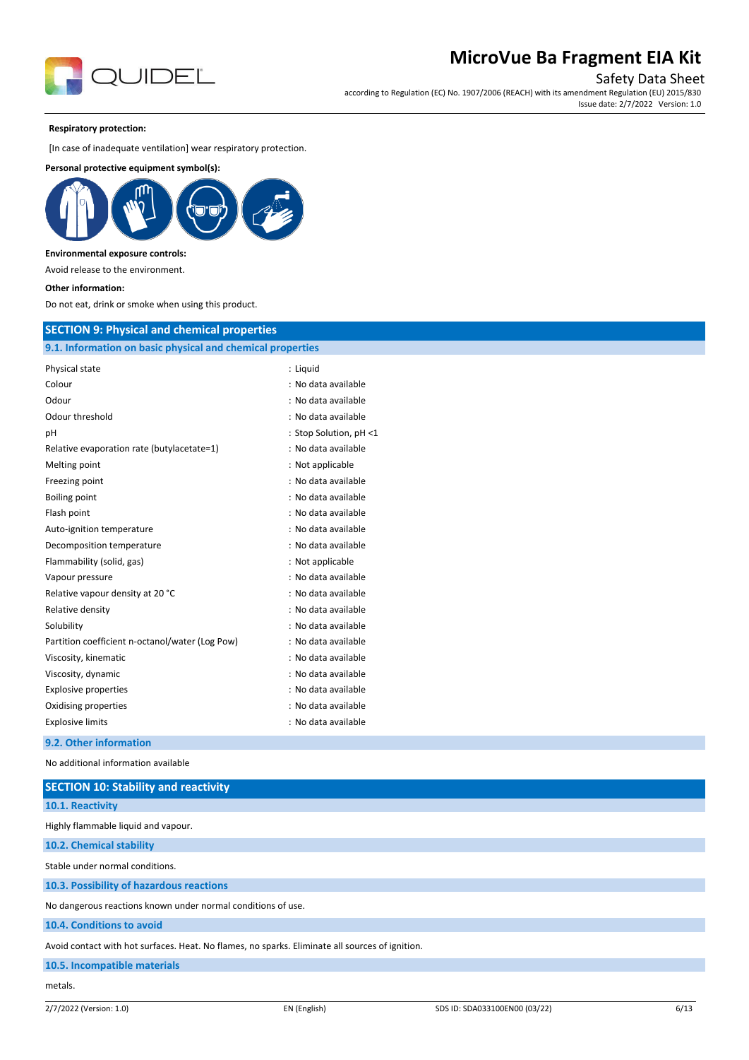**Respiratory protection:**

[In case of inadequate ventilation] wear respiratory protection.

**Personal protective equipment symbol(s):**

**Environmental exposure controls:**

Avoid release to the environment.

**Other information:**

Do not eat, drink or smoke when using this product.

## SECTION 9: Physical and chemical properties

### 9.1. Information on basic physical and chemical properties

| | |
|---|---|
| Physical state | : Liquid |
| Colour | : No data available |
| Odour | : No data available |
| Odour threshold | : No data available |
| pH | : Stop Solution, pH <1 |
| Relative evaporation rate (butylacetate=1) | : No data available |
| Melting point | : Not applicable |
| Freezing point | : No data available |
| Boiling point | : No data available |
| Flash point | : No data available |
| Auto-ignition temperature | : No data available |
| Decomposition temperature | : No data available |
| Flammability (solid, gas) | : Not applicable |
| Vapour pressure | : No data available |
| Relative vapour density at 20 °C | : No data available |
| Relative density | : No data available |
| Solubility | : No data available |
| Partition coefficient n-octanol/water (Log Pow) | : No data available |
| Viscosity, kinematic | : No data available |
| Viscosity, dynamic | : No data available |
| Explosive properties | : No data available |
| Oxidising properties | : No data available |
| Explosive limits | : No data available |

### 9.2. Other information

No additional information available

## SECTION 10: Stability and reactivity

### 10.1. Reactivity

Highly flammable liquid and vapour.

### 10.2. Chemical stability

Stable under normal conditions.

### 10.3. Possibility of hazardous reactions

No dangerous reactions known under normal conditions of use.

### 10.4. Conditions to avoid

Avoid contact with hot surfaces. Heat. No flames, no sparks. Eliminate all sources of ignition.

### 10.5. Incompatible materials

metals.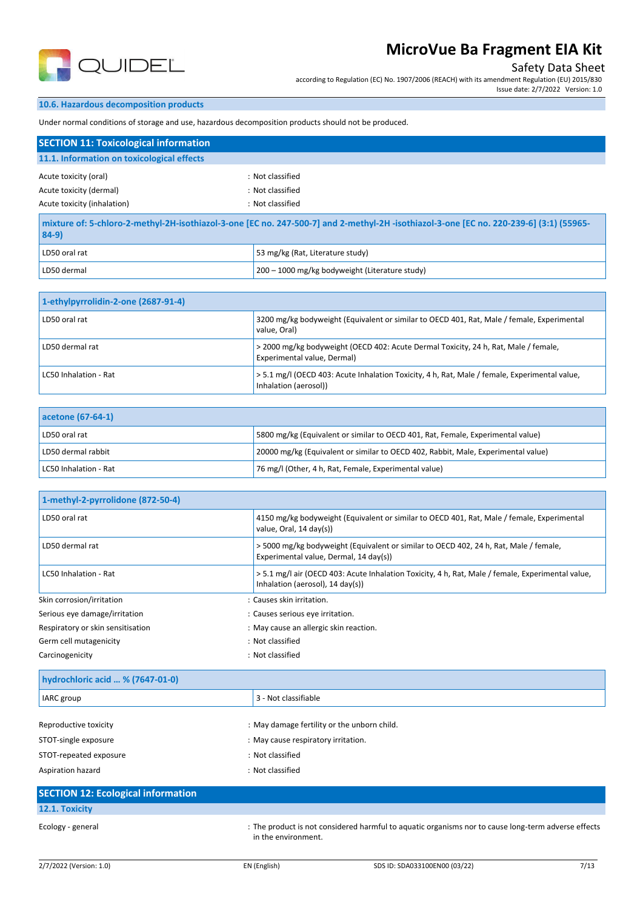### 10.6. Hazardous decomposition products

Under normal conditions of storage and use, hazardous decomposition products should not be produced.

## SECTION 11: Toxicological information

### 11.1. Information on toxicological effects

Acute toxicity (oral) : Not classified

Acute toxicity (dermal) : Not classified

Acute toxicity (inhalation) : Not classified

| mixture of: 5-chloro-2-methyl-2H-isothiazol-3-one [EC no. 247-500-7] and 2-methyl-2H -isothiazol-3-one [EC no. 220-239-6] (3:1) (55965-84-9) | |
|---|---|
| LD50 oral rat | 53 mg/kg (Rat, Literature study) |
| LD50 dermal | 200 – 1000 mg/kg bodyweight (Literature study) |

| 1-ethylpyrrolidin-2-one (2687-91-4) | |
|---|---|
| LD50 oral rat | 3200 mg/kg bodyweight (Equivalent or similar to OECD 401, Rat, Male / female, Experimental value, Oral) |
| LD50 dermal rat | > 2000 mg/kg bodyweight (OECD 402: Acute Dermal Toxicity, 24 h, Rat, Male / female, Experimental value, Dermal) |
| LC50 Inhalation - Rat | > 5.1 mg/l (OECD 403: Acute Inhalation Toxicity, 4 h, Rat, Male / female, Experimental value, Inhalation (aerosol)) |

| acetone (67-64-1) | |
|---|---|
| LD50 oral rat | 5800 mg/kg (Equivalent or similar to OECD 401, Rat, Female, Experimental value) |
| LD50 dermal rabbit | 20000 mg/kg (Equivalent or similar to OECD 402, Rabbit, Male, Experimental value) |
| LC50 Inhalation - Rat | 76 mg/l (Other, 4 h, Rat, Female, Experimental value) |

| 1-methyl-2-pyrrolidone (872-50-4) | |
|---|---|
| LD50 oral rat | 4150 mg/kg bodyweight (Equivalent or similar to OECD 401, Rat, Male / female, Experimental value, Oral, 14 day(s)) |
| LD50 dermal rat | > 5000 mg/kg bodyweight (Equivalent or similar to OECD 402, 24 h, Rat, Male / female, Experimental value, Dermal, 14 day(s)) |
| LC50 Inhalation - Rat | > 5.1 mg/l air (OECD 403: Acute Inhalation Toxicity, 4 h, Rat, Male / female, Experimental value, Inhalation (aerosol), 14 day(s)) |

Skin corrosion/irritation : Causes skin irritation.

Serious eye damage/irritation : Causes serious eye irritation.

Respiratory or skin sensitisation : May cause an allergic skin reaction.

Germ cell mutagenicity : Not classified

Carcinogenicity : Not classified

| hydrochloric acid ... % (7647-01-0) | |
|---|---|
| IARC group | 3 - Not classifiable |

Reproductive toxicity : May damage fertility or the unborn child.

STOT-single exposure : May cause respiratory irritation.

STOT-repeated exposure : Not classified

Aspiration hazard : Not classified

## SECTION 12: Ecological information

### 12.1. Toxicity

Ecology - general : The product is not considered harmful to aquatic organisms nor to cause long-term adverse effects in the environment.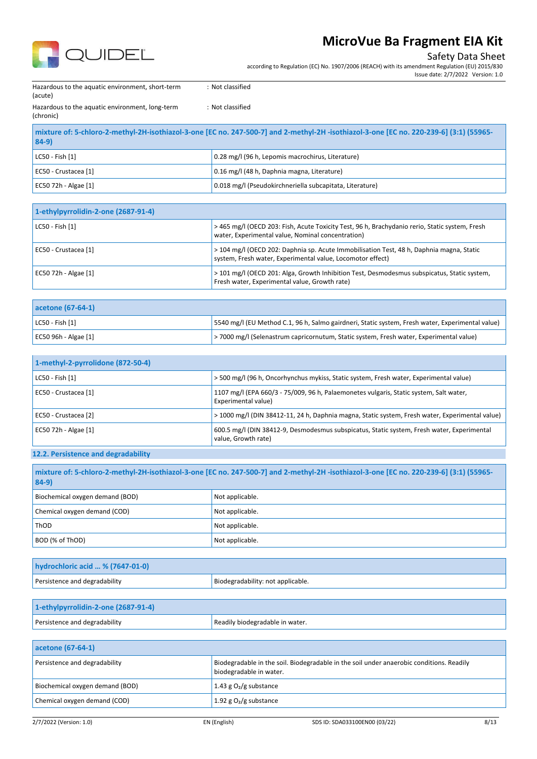Hazardous to the aquatic environment, short-term (acute) : Not classified

Hazardous to the aquatic environment, long-term (chronic) : Not classified

| mixture of: 5-chloro-2-methyl-2H-isothiazol-3-one [EC no. 247-500-7] and 2-methyl-2H -isothiazol-3-one [EC no. 220-239-6] (3:1) (55965-84-9) | |
|---|---|
| LC50 - Fish [1] | 0.28 mg/l (96 h, Lepomis macrochirus, Literature) |
| EC50 - Crustacea [1] | 0.16 mg/l (48 h, Daphnia magna, Literature) |
| EC50 72h - Algae [1] | 0.018 mg/l (Pseudokirchneriella subcapitata, Literature) |

| 1-ethylpyrrolidin-2-one (2687-91-4) | |
|---|---|
| LC50 - Fish [1] | > 465 mg/l (OECD 203: Fish, Acute Toxicity Test, 96 h, Brachydanio rerio, Static system, Fresh water, Experimental value, Nominal concentration) |
| EC50 - Crustacea [1] | > 104 mg/l (OECD 202: Daphnia sp. Acute Immobilisation Test, 48 h, Daphnia magna, Static system, Fresh water, Experimental value, Locomotor effect) |
| EC50 72h - Algae [1] | > 101 mg/l (OECD 201: Alga, Growth Inhibition Test, Desmodesmus subspicatus, Static system, Fresh water, Experimental value, Growth rate) |

| acetone (67-64-1) | |
|---|---|
| LC50 - Fish [1] | 5540 mg/l (EU Method C.1, 96 h, Salmo gairdneri, Static system, Fresh water, Experimental value) |
| EC50 96h - Algae [1] | > 7000 mg/l (Selenastrum capricornutum, Static system, Fresh water, Experimental value) |

| 1-methyl-2-pyrrolidone (872-50-4) | |
|---|---|
| LC50 - Fish [1] | > 500 mg/l (96 h, Oncorhynchus mykiss, Static system, Fresh water, Experimental value) |
| EC50 - Crustacea [1] | 1107 mg/l (EPA 660/3 - 75/009, 96 h, Palaemonetes vulgaris, Static system, Salt water, Experimental value) |
| EC50 - Crustacea [2] | > 1000 mg/l (DIN 38412-11, 24 h, Daphnia magna, Static system, Fresh water, Experimental value) |
| EC50 72h - Algae [1] | 600.5 mg/l (DIN 38412-9, Desmodesmus subspicatus, Static system, Fresh water, Experimental value, Growth rate) |

## 12.2. Persistence and degradability

| mixture of: 5-chloro-2-methyl-2H-isothiazol-3-one [EC no. 247-500-7] and 2-methyl-2H -isothiazol-3-one [EC no. 220-239-6] (3:1) (55965-84-9) | |
|---|---|
| Biochemical oxygen demand (BOD) | Not applicable. |
| Chemical oxygen demand (COD) | Not applicable. |
| ThOD | Not applicable. |
| BOD (% of ThOD) | Not applicable. |

| hydrochloric acid … % (7647-01-0) | |
|---|---|
| Persistence and degradability | Biodegradability: not applicable. |

| 1-ethylpyrrolidin-2-one (2687-91-4) | |
|---|---|
| Persistence and degradability | Readily biodegradable in water. |

| acetone (67-64-1) | |
|---|---|
| Persistence and degradability | Biodegradable in the soil. Biodegradable in the soil under anaerobic conditions. Readily biodegradable in water. |
| Biochemical oxygen demand (BOD) | 1.43 g $O_2$/g substance |
| Chemical oxygen demand (COD) | 1.92 g $O_2$/g substance |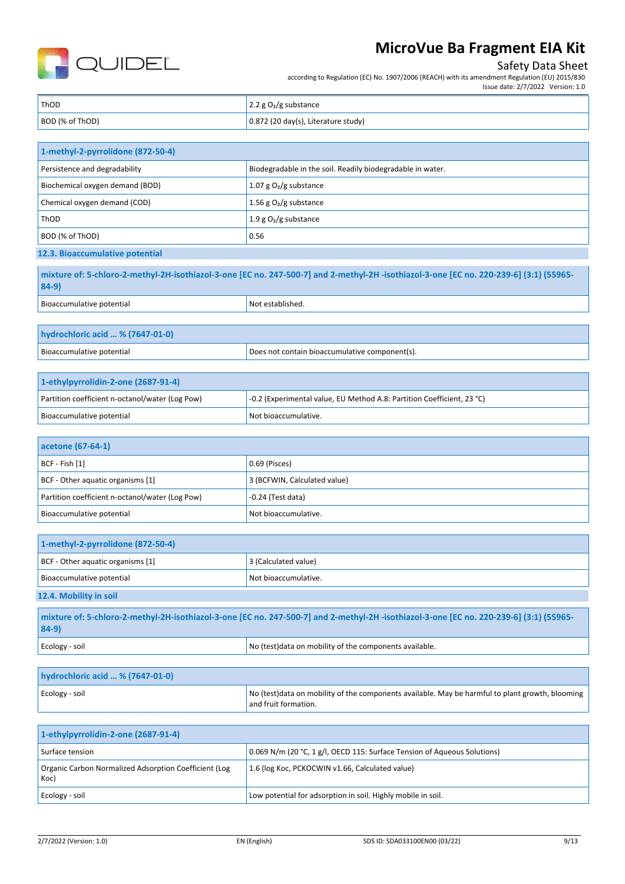| ThOD | 2.2 g $O_2$/g substance |
|---|---|
| BOD (% of ThOD) | 0.872 (20 day(s), Literature study) |

| 1-methyl-2-pyrrolidone (872-50-4) | |
|---|---|
| Persistence and degradability | Biodegradable in the soil. Readily biodegradable in water. |
| Biochemical oxygen demand (BOD) | 1.07 g $O_2$/g substance |
| Chemical oxygen demand (COD) | 1.56 g $O_2$/g substance |
| ThOD | 1.9 g $O_2$/g substance |
| BOD (% of ThOD) | 0.56 |

### 12.3. Bioaccumulative potential

| mixture of: 5-chloro-2-methyl-2H-isothiazol-3-one [EC no. 247-500-7] and 2-methyl-2H -isothiazol-3-one [EC no. 220-239-6] (3:1) (55965-84-9) | |
|---|---|
| Bioaccumulative potential | Not established. |

| hydrochloric acid ... % (7647-01-0) | |
|---|---|
| Bioaccumulative potential | Does not contain bioaccumulative component(s). |

| 1-ethylpyrrolidin-2-one (2687-91-4) | |
|---|---|
| Partition coefficient n-octanol/water (Log Pow) | -0.2 (Experimental value, EU Method A.8: Partition Coefficient, 23 °C) |
| Bioaccumulative potential | Not bioaccumulative. |

| acetone (67-64-1) | |
|---|---|
| BCF - Fish [1] | 0.69 (Pisces) |
| BCF - Other aquatic organisms [1] | 3 (BCFWIN, Calculated value) |
| Partition coefficient n-octanol/water (Log Pow) | -0.24 (Test data) |
| Bioaccumulative potential | Not bioaccumulative. |

| 1-methyl-2-pyrrolidone (872-50-4) | |
|---|---|
| BCF - Other aquatic organisms [1] | 3 (Calculated value) |
| Bioaccumulative potential | Not bioaccumulative. |

### 12.4. Mobility in soil

| mixture of: 5-chloro-2-methyl-2H-isothiazol-3-one [EC no. 247-500-7] and 2-methyl-2H -isothiazol-3-one [EC no. 220-239-6] (3:1) (55965-84-9) | |
|---|---|
| Ecology - soil | No (test)data on mobility of the components available. |

| hydrochloric acid ... % (7647-01-0) | |
|---|---|
| Ecology - soil | No (test)data on mobility of the components available. May be harmful to plant growth, blooming and fruit formation. |

| 1-ethylpyrrolidin-2-one (2687-91-4) | |
|---|---|
| Surface tension | 0.069 N/m (20 °C, 1 g/l, OECD 115: Surface Tension of Aqueous Solutions) |
| Organic Carbon Normalized Adsorption Coefficient (Log Koc) | 1.6 (log Koc, PCKOCWIN v1.66, Calculated value) |
| Ecology - soil | Low potential for adsorption in soil. Highly mobile in soil. |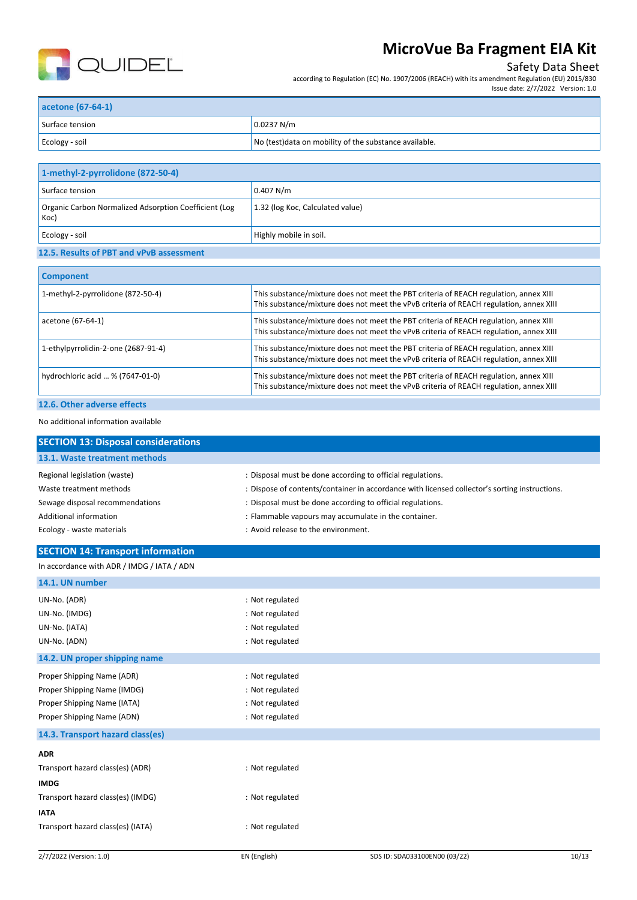| acetone (67-64-1) | |
|---|---|
| Surface tension | 0.0237 N/m |
| Ecology - soil | No (test)data on mobility of the substance available. |

| 1-methyl-2-pyrrolidone (872-50-4) | |
|---|---|
| Surface tension | 0.407 N/m |
| Organic Carbon Normalized Adsorption Coefficient (Log Koc) | 1.32 (log Koc, Calculated value) |
| Ecology - soil | Highly mobile in soil. |

### 12.5. Results of PBT and vPvB assessment

| Component | |
|---|---|
| 1-methyl-2-pyrrolidone (872-50-4) | This substance/mixture does not meet the PBT criteria of REACH regulation, annex XIII<br>This substance/mixture does not meet the vPvB criteria of REACH regulation, annex XIII |
| acetone (67-64-1) | This substance/mixture does not meet the PBT criteria of REACH regulation, annex XIII<br>This substance/mixture does not meet the vPvB criteria of REACH regulation, annex XIII |
| 1-ethylpyrrolidin-2-one (2687-91-4) | This substance/mixture does not meet the PBT criteria of REACH regulation, annex XIII<br>This substance/mixture does not meet the vPvB criteria of REACH regulation, annex XIII |
| hydrochloric acid ... % (7647-01-0) | This substance/mixture does not meet the PBT criteria of REACH regulation, annex XIII<br>This substance/mixture does not meet the vPvB criteria of REACH regulation, annex XIII |

### 12.6. Other adverse effects

No additional information available

## SECTION 13: Disposal considerations

### 13.1. Waste treatment methods

| | |
|---|---|
| Regional legislation (waste) | : Disposal must be done according to official regulations. |
| Waste treatment methods | : Dispose of contents/container in accordance with licensed collector's sorting instructions. |
| Sewage disposal recommendations | : Disposal must be done according to official regulations. |
| Additional information | : Flammable vapours may accumulate in the container. |
| Ecology - waste materials | : Avoid release to the environment. |

## SECTION 14: Transport information

In accordance with ADR / IMDG / IATA / ADN

### 14.1. UN number

| | |
|---|---|
| UN-No. (ADR) | : Not regulated |
| UN-No. (IMDG) | : Not regulated |
| UN-No. (IATA) | : Not regulated |
| UN-No. (ADN) | : Not regulated |

### 14.2. UN proper shipping name

| | |
|---|---|
| Proper Shipping Name (ADR) | : Not regulated |
| Proper Shipping Name (IMDG) | : Not regulated |
| Proper Shipping Name (IATA) | : Not regulated |
| Proper Shipping Name (ADN) | : Not regulated |

### 14.3. Transport hazard class(es)

**ADR**

Transport hazard class(es) (ADR) : Not regulated

**IMDG**

Transport hazard class(es) (IMDG) : Not regulated

**IATA**

Transport hazard class(es) (IATA) : Not regulated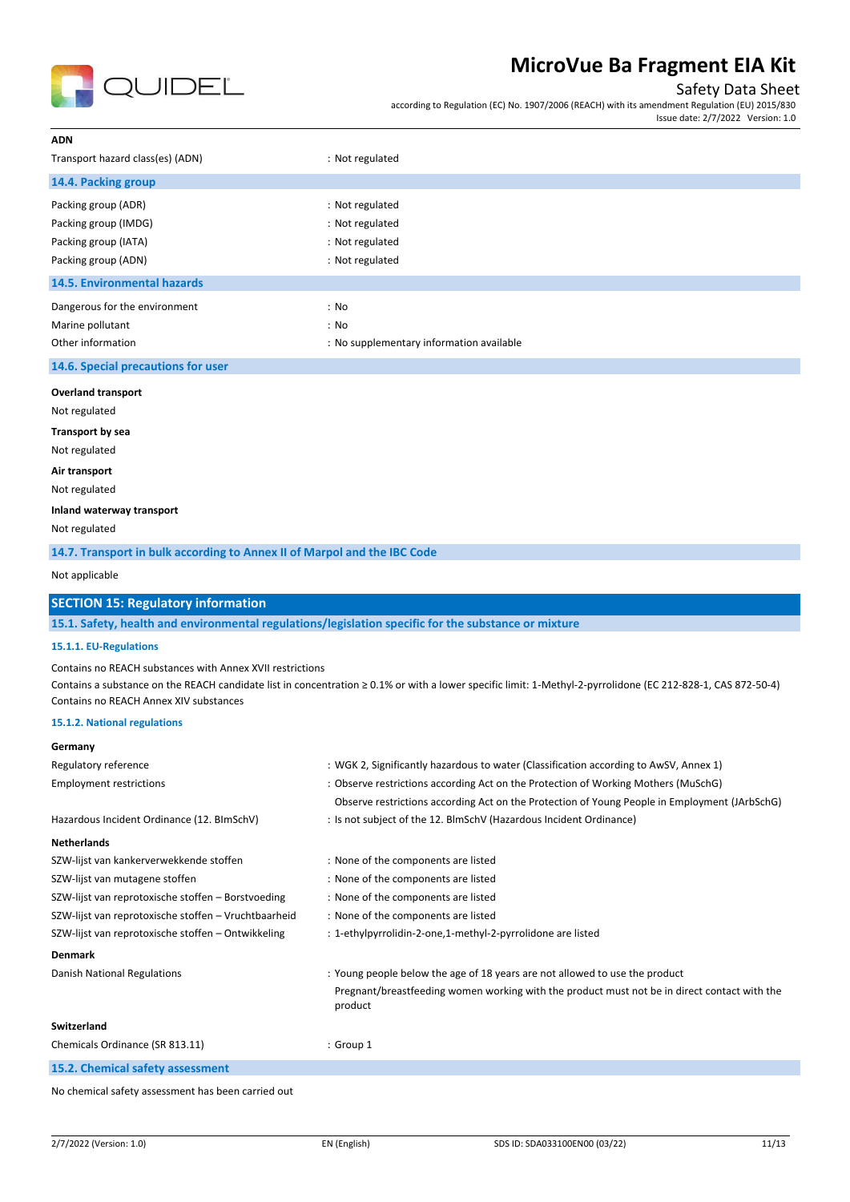**ADN**

| | |
|---|---|
| Transport hazard class(es) (ADN) | : Not regulated |

### 14.4. Packing group

| | |
|---|---|
| Packing group (ADR) | : Not regulated |
| Packing group (IMDG) | : Not regulated |
| Packing group (IATA) | : Not regulated |
| Packing group (ADN) | : Not regulated |

### 14.5. Environmental hazards

| | |
|---|---|
| Dangerous for the environment | : No |
| Marine pollutant | : No |
| Other information | : No supplementary information available |

### 14.6. Special precautions for user

**Overland transport**

Not regulated

**Transport by sea**

Not regulated

**Air transport**

Not regulated

**Inland waterway transport**

Not regulated

### 14.7. Transport in bulk according to Annex II of Marpol and the IBC Code

Not applicable

## SECTION 15: Regulatory information

### 15.1. Safety, health and environmental regulations/legislation specific for the substance or mixture

#### 15.1.1. EU-Regulations

Contains no REACH substances with Annex XVII restrictions

Contains a substance on the REACH candidate list in concentration ≥ 0.1% or with a lower specific limit: 1-Methyl-2-pyrrolidone (EC 212-828-1, CAS 872-50-4)

Contains no REACH Annex XIV substances

#### 15.1.2. National regulations

**Germany**

| | |
|---|---|
| Regulatory reference | : WGK 2, Significantly hazardous to water (Classification according to AwSV, Annex 1) |
| Employment restrictions | : Observe restrictions according Act on the Protection of Working Mothers (MuSchG)<br>Observe restrictions according Act on the Protection of Young People in Employment (JArbSchG) |
| Hazardous Incident Ordinance (12. BImSchV) | : Is not subject of the 12. BlmSchV (Hazardous Incident Ordinance) |

**Netherlands**

| | |
|---|---|
| SZW-lijst van kankerverwekkende stoffen | : None of the components are listed |
| SZW-lijst van mutagene stoffen | : None of the components are listed |
| SZW-lijst van reprotoxische stoffen – Borstvoeding | : None of the components are listed |
| SZW-lijst van reprotoxische stoffen – Vruchtbaarheid | : None of the components are listed |
| SZW-lijst van reprotoxische stoffen – Ontwikkeling | : 1-ethylpyrrolidin-2-one,1-methyl-2-pyrrolidone are listed |

**Denmark**

| | |
|---|---|
| Danish National Regulations | : Young people below the age of 18 years are not allowed to use the product<br>Pregnant/breastfeeding women working with the product must not be in direct contact with the product |

**Switzerland**

| | |
|---|---|
| Chemicals Ordinance (SR 813.11) | : Group 1 |

### 15.2. Chemical safety assessment

No chemical safety assessment has been carried out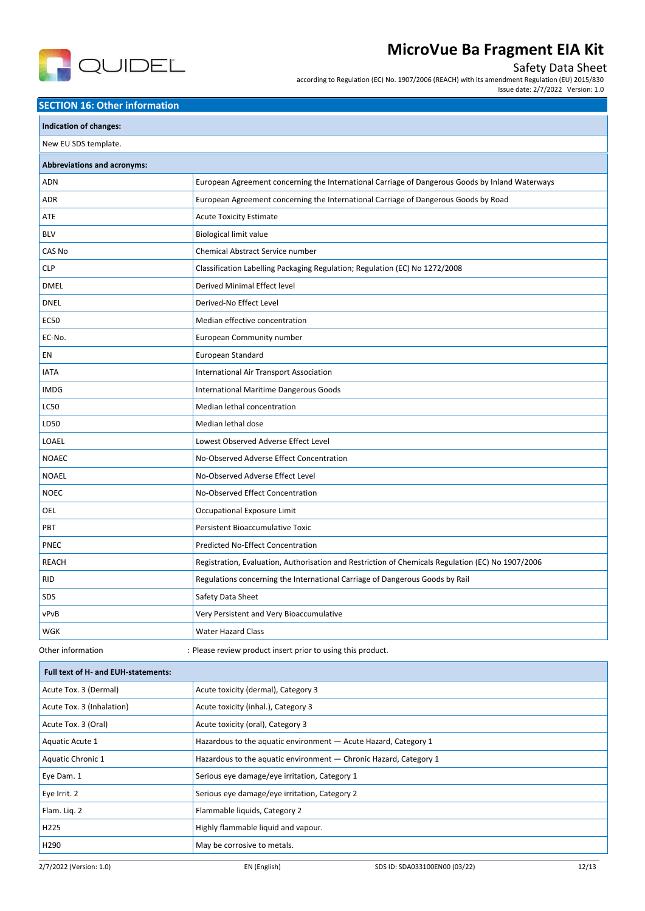## SECTION 16: Other information

| Indication of changes: |
|---|
| New EU SDS template. |

| Abbreviations and acronyms: | |
|---|---|
| ADN | European Agreement concerning the International Carriage of Dangerous Goods by Inland Waterways |
| ADR | European Agreement concerning the International Carriage of Dangerous Goods by Road |
| ATE | Acute Toxicity Estimate |
| BLV | Biological limit value |
| CAS No | Chemical Abstract Service number |
| CLP | Classification Labelling Packaging Regulation; Regulation (EC) No 1272/2008 |
| DMEL | Derived Minimal Effect level |
| DNEL | Derived-No Effect Level |
| EC50 | Median effective concentration |
| EC-No. | European Community number |
| EN | European Standard |
| IATA | International Air Transport Association |
| IMDG | International Maritime Dangerous Goods |
| LC50 | Median lethal concentration |
| LD50 | Median lethal dose |
| LOAEL | Lowest Observed Adverse Effect Level |
| NOAEC | No-Observed Adverse Effect Concentration |
| NOAEL | No-Observed Adverse Effect Level |
| NOEC | No-Observed Effect Concentration |
| OEL | Occupational Exposure Limit |
| PBT | Persistent Bioaccumulative Toxic |
| PNEC | Predicted No-Effect Concentration |
| REACH | Registration, Evaluation, Authorisation and Restriction of Chemicals Regulation (EC) No 1907/2006 |
| RID | Regulations concerning the International Carriage of Dangerous Goods by Rail |
| SDS | Safety Data Sheet |
| vPvB | Very Persistent and Very Bioaccumulative |
| WGK | Water Hazard Class |

Other information : Please review product insert prior to using this product.

| Full text of H- and EUH-statements: | |
|---|---|
| Acute Tox. 3 (Dermal) | Acute toxicity (dermal), Category 3 |
| Acute Tox. 3 (Inhalation) | Acute toxicity (inhal.), Category 3 |
| Acute Tox. 3 (Oral) | Acute toxicity (oral), Category 3 |
| Aquatic Acute 1 | Hazardous to the aquatic environment — Acute Hazard, Category 1 |
| Aquatic Chronic 1 | Hazardous to the aquatic environment — Chronic Hazard, Category 1 |
| Eye Dam. 1 | Serious eye damage/eye irritation, Category 1 |
| Eye Irrit. 2 | Serious eye damage/eye irritation, Category 2 |
| Flam. Liq. 2 | Flammable liquids, Category 2 |
| H225 | Highly flammable liquid and vapour. |
| H290 | May be corrosive to metals. |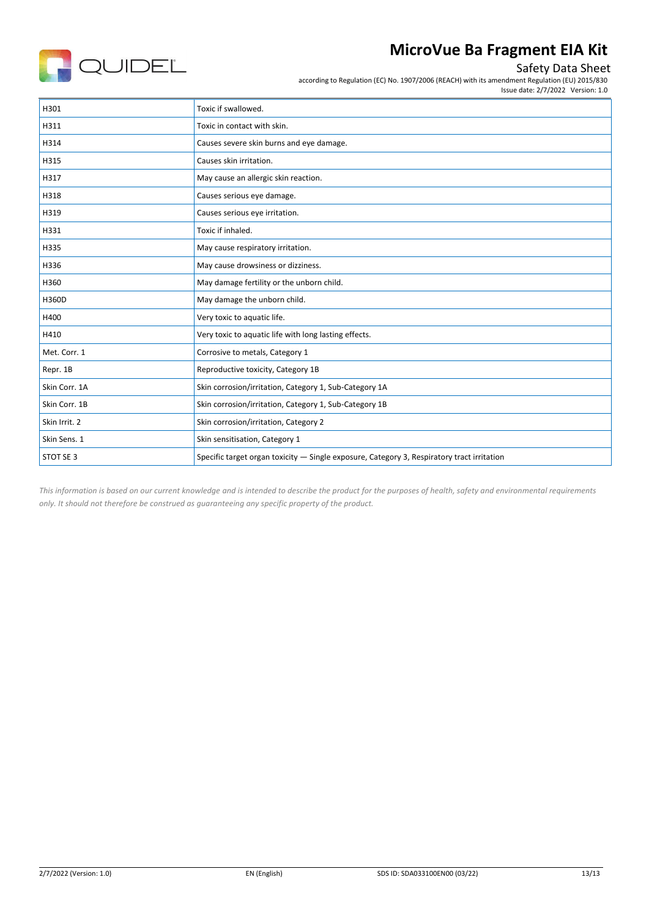| | |
|---|---|
| H301 | Toxic if swallowed. |
| H311 | Toxic in contact with skin. |
| H314 | Causes severe skin burns and eye damage. |
| H315 | Causes skin irritation. |
| H317 | May cause an allergic skin reaction. |
| H318 | Causes serious eye damage. |
| H319 | Causes serious eye irritation. |
| H331 | Toxic if inhaled. |
| H335 | May cause respiratory irritation. |
| H336 | May cause drowsiness or dizziness. |
| H360 | May damage fertility or the unborn child. |
| H360D | May damage the unborn child. |
| H400 | Very toxic to aquatic life. |
| H410 | Very toxic to aquatic life with long lasting effects. |
| Met. Corr. 1 | Corrosive to metals, Category 1 |
| Repr. 1B | Reproductive toxicity, Category 1B |
| Skin Corr. 1A | Skin corrosion/irritation, Category 1, Sub-Category 1A |
| Skin Corr. 1B | Skin corrosion/irritation, Category 1, Sub-Category 1B |
| Skin Irrit. 2 | Skin corrosion/irritation, Category 2 |
| Skin Sens. 1 | Skin sensitisation, Category 1 |
| STOT SE 3 | Specific target organ toxicity — Single exposure, Category 3, Respiratory tract irritation |

*This information is based on our current knowledge and is intended to describe the product for the purposes of health, safety and environmental requirements only. It should not therefore be construed as guaranteeing any specific property of the product.*